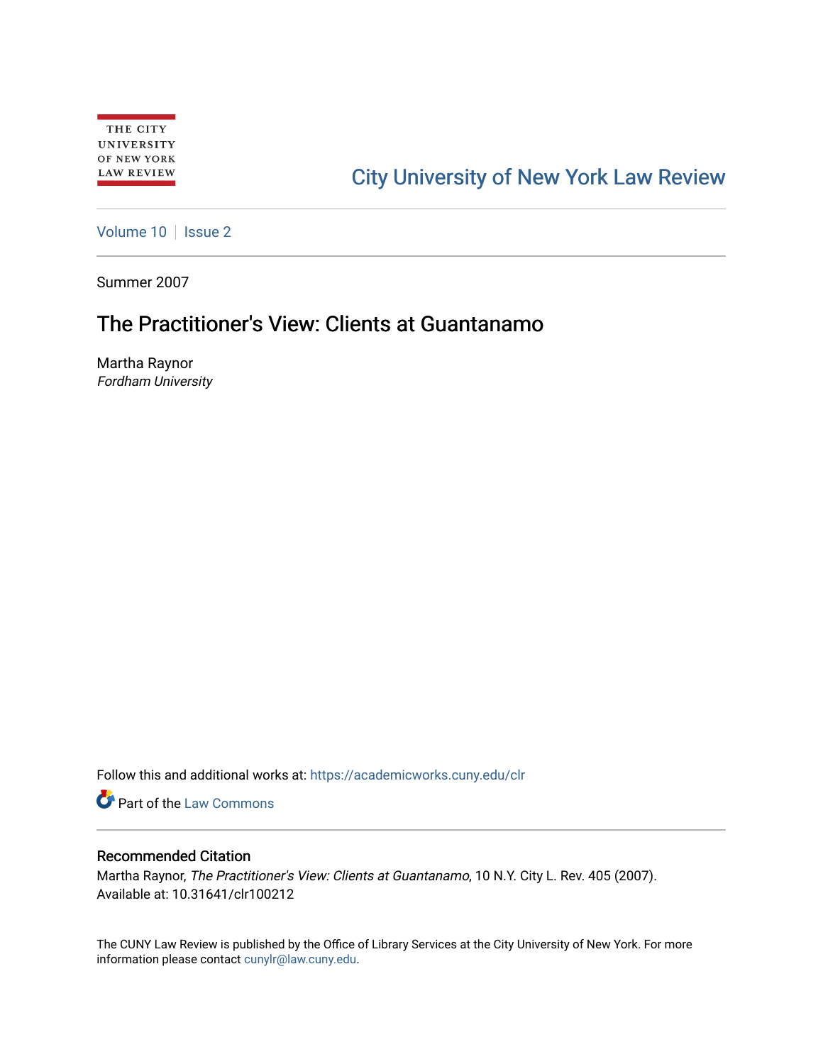THE CITY UNIVERSITY OF NEW YORK LAW REVIEW

City University of New York Law Review

Volume 10 | Issue 2

Summer 2007

# The Practitioner's View: Clients at Guantanamo

Martha Raynor
*Fordham University*

Follow this and additional works at: https://academicworks.cuny.edu/clr

Part of the Law Commons

## Recommended Citation

Martha Raynor, *The Practitioner's View: Clients at Guantanamo*, 10 N.Y. City L. Rev. 405 (2007).
Available at: 10.31641/clr100212

The CUNY Law Review is published by the Office of Library Services at the City University of New York. For more information please contact cunylr@law.cuny.edu.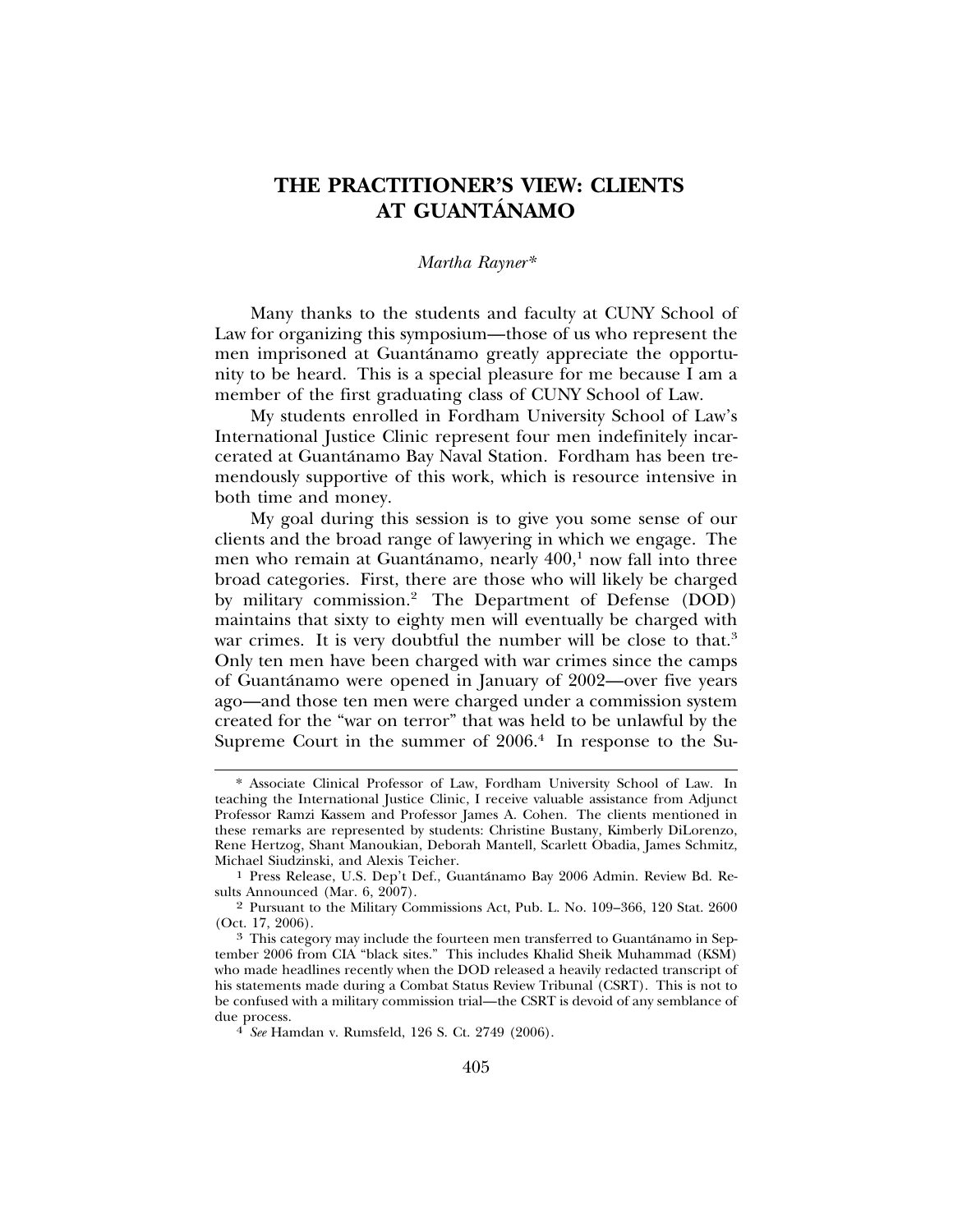# THE PRACTITIONER'S VIEW: CLIENTS AT GUANTÁNAMO

*Martha Rayner**

Many thanks to the students and faculty at CUNY School of Law for organizing this symposium—those of us who represent the men imprisoned at Guantánamo greatly appreciate the opportunity to be heard. This is a special pleasure for me because I am a member of the first graduating class of CUNY School of Law.

My students enrolled in Fordham University School of Law's International Justice Clinic represent four men indefinitely incarcerated at Guantánamo Bay Naval Station. Fordham has been tremendously supportive of this work, which is resource intensive in both time and money.

My goal during this session is to give you some sense of our clients and the broad range of lawyering in which we engage. The men who remain at Guantánamo, nearly 400,[1] now fall into three broad categories. First, there are those who will likely be charged by military commission.[2] The Department of Defense (DOD) maintains that sixty to eighty men will eventually be charged with war crimes. It is very doubtful the number will be close to that.[3] Only ten men have been charged with war crimes since the camps of Guantánamo were opened in January of 2002—over five years ago—and those ten men were charged under a commission system created for the "war on terror" that was held to be unlawful by the Supreme Court in the summer of 2006.[4] In response to the Su-

---

\* Associate Clinical Professor of Law, Fordham University School of Law. In teaching the International Justice Clinic, I receive valuable assistance from Adjunct Professor Ramzi Kassem and Professor James A. Cohen. The clients mentioned in these remarks are represented by students: Christine Bustany, Kimberly DiLorenzo, Rene Hertzog, Shant Manoukian, Deborah Mantell, Scarlett Obadia, James Schmitz, Michael Siudzinski, and Alexis Teicher.

1 Press Release, U.S. Dep't Def., Guantánamo Bay 2006 Admin. Review Bd. Results Announced (Mar. 6, 2007).

2 Pursuant to the Military Commissions Act, Pub. L. No. 109–366, 120 Stat. 2600 (Oct. 17, 2006).

3 This category may include the fourteen men transferred to Guantánamo in September 2006 from CIA "black sites." This includes Khalid Sheik Muhammad (KSM) who made headlines recently when the DOD released a heavily redacted transcript of his statements made during a Combat Status Review Tribunal (CSRT). This is not to be confused with a military commission trial—the CSRT is devoid of any semblance of due process.

4 *See* Hamdan v. Rumsfeld, 126 S. Ct. 2749 (2006).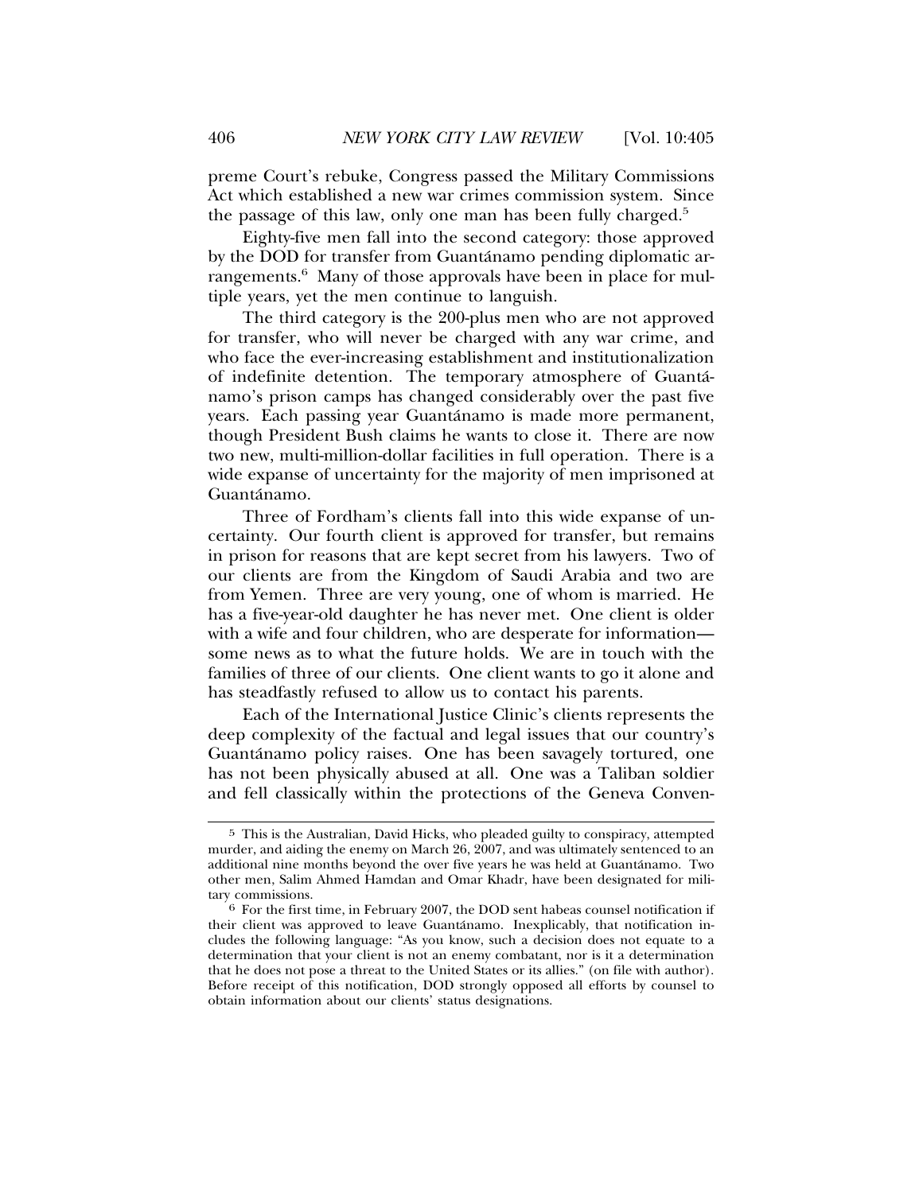preme Court's rebuke, Congress passed the Military Commissions Act which established a new war crimes commission system. Since the passage of this law, only one man has been fully charged.[5]

Eighty-five men fall into the second category: those approved by the DOD for transfer from Guantánamo pending diplomatic arrangements.[6] Many of those approvals have been in place for multiple years, yet the men continue to languish.

The third category is the 200-plus men who are not approved for transfer, who will never be charged with any war crime, and who face the ever-increasing establishment and institutionalization of indefinite detention. The temporary atmosphere of Guantánamo's prison camps has changed considerably over the past five years. Each passing year Guantánamo is made more permanent, though President Bush claims he wants to close it. There are now two new, multi-million-dollar facilities in full operation. There is a wide expanse of uncertainty for the majority of men imprisoned at Guantánamo.

Three of Fordham's clients fall into this wide expanse of uncertainty. Our fourth client is approved for transfer, but remains in prison for reasons that are kept secret from his lawyers. Two of our clients are from the Kingdom of Saudi Arabia and two are from Yemen. Three are very young, one of whom is married. He has a five-year-old daughter he has never met. One client is older with a wife and four children, who are desperate for information—some news as to what the future holds. We are in touch with the families of three of our clients. One client wants to go it alone and has steadfastly refused to allow us to contact his parents.

Each of the International Justice Clinic's clients represents the deep complexity of the factual and legal issues that our country's Guantánamo policy raises. One has been savagely tortured, one has not been physically abused at all. One was a Taliban soldier and fell classically within the protections of the Geneva Conven-

---

[5] This is the Australian, David Hicks, who pleaded guilty to conspiracy, attempted murder, and aiding the enemy on March 26, 2007, and was ultimately sentenced to an additional nine months beyond the over five years he was held at Guantánamo. Two other men, Salim Ahmed Hamdan and Omar Khadr, have been designated for military commissions.

[6] For the first time, in February 2007, the DOD sent habeas counsel notification if their client was approved to leave Guantánamo. Inexplicably, that notification includes the following language: "As you know, such a decision does not equate to a determination that your client is not an enemy combatant, nor is it a determination that he does not pose a threat to the United States or its allies." (on file with author). Before receipt of this notification, DOD strongly opposed all efforts by counsel to obtain information about our clients' status designations.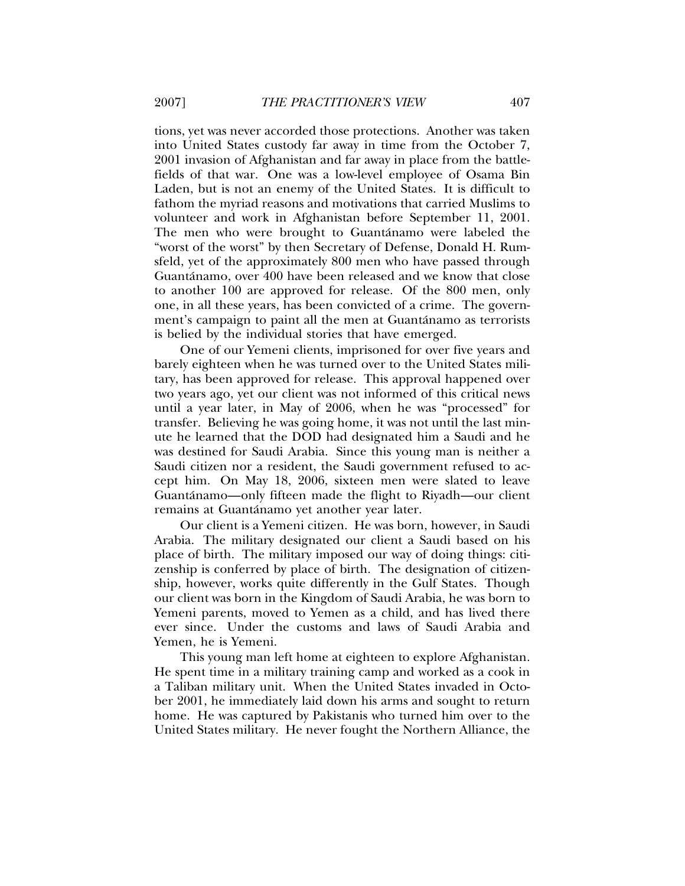tions, yet was never accorded those protections. Another was taken into United States custody far away in time from the October 7, 2001 invasion of Afghanistan and far away in place from the battlefields of that war. One was a low-level employee of Osama Bin Laden, but is not an enemy of the United States. It is difficult to fathom the myriad reasons and motivations that carried Muslims to volunteer and work in Afghanistan before September 11, 2001. The men who were brought to Guantánamo were labeled the "worst of the worst" by then Secretary of Defense, Donald H. Rumsfeld, yet of the approximately 800 men who have passed through Guantánamo, over 400 have been released and we know that close to another 100 are approved for release. Of the 800 men, only one, in all these years, has been convicted of a crime. The government's campaign to paint all the men at Guantánamo as terrorists is belied by the individual stories that have emerged.

One of our Yemeni clients, imprisoned for over five years and barely eighteen when he was turned over to the United States military, has been approved for release. This approval happened over two years ago, yet our client was not informed of this critical news until a year later, in May of 2006, when he was "processed" for transfer. Believing he was going home, it was not until the last minute he learned that the DOD had designated him a Saudi and he was destined for Saudi Arabia. Since this young man is neither a Saudi citizen nor a resident, the Saudi government refused to accept him. On May 18, 2006, sixteen men were slated to leave Guantánamo—only fifteen made the flight to Riyadh—our client remains at Guantánamo yet another year later.

Our client is a Yemeni citizen. He was born, however, in Saudi Arabia. The military designated our client a Saudi based on his place of birth. The military imposed our way of doing things: citizenship is conferred by place of birth. The designation of citizenship, however, works quite differently in the Gulf States. Though our client was born in the Kingdom of Saudi Arabia, he was born to Yemeni parents, moved to Yemen as a child, and has lived there ever since. Under the customs and laws of Saudi Arabia and Yemen, he is Yemeni.

This young man left home at eighteen to explore Afghanistan. He spent time in a military training camp and worked as a cook in a Taliban military unit. When the United States invaded in October 2001, he immediately laid down his arms and sought to return home. He was captured by Pakistanis who turned him over to the United States military. He never fought the Northern Alliance, the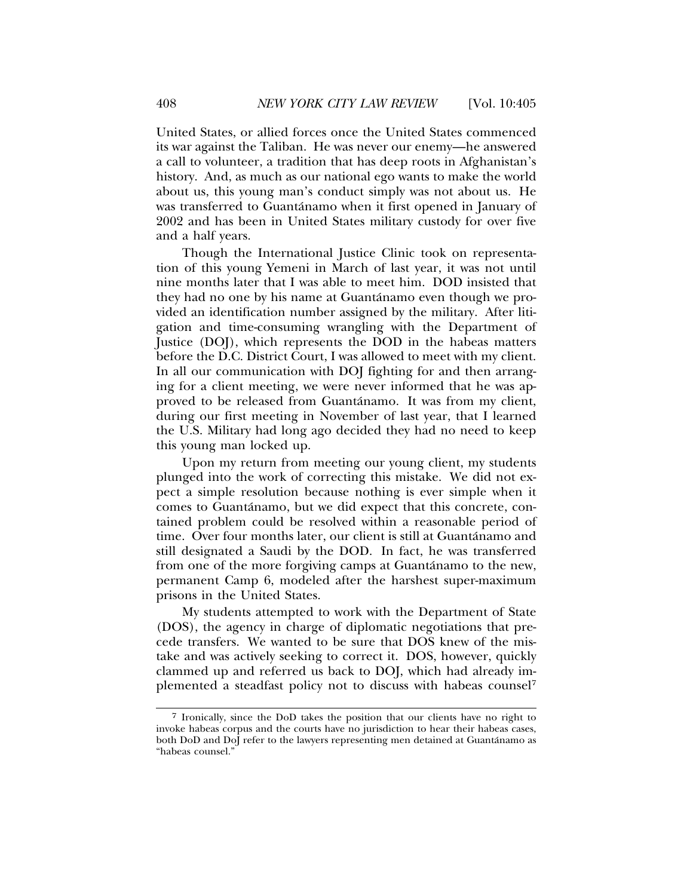United States, or allied forces once the United States commenced its war against the Taliban. He was never our enemy—he answered a call to volunteer, a tradition that has deep roots in Afghanistan's history. And, as much as our national ego wants to make the world about us, this young man's conduct simply was not about us. He was transferred to Guantánamo when it first opened in January of 2002 and has been in United States military custody for over five and a half years.

Though the International Justice Clinic took on representation of this young Yemeni in March of last year, it was not until nine months later that I was able to meet him. DOD insisted that they had no one by his name at Guantánamo even though we provided an identification number assigned by the military. After litigation and time-consuming wrangling with the Department of Justice (DOJ), which represents the DOD in the habeas matters before the D.C. District Court, I was allowed to meet with my client. In all our communication with DOJ fighting for and then arranging for a client meeting, we were never informed that he was approved to be released from Guantánamo. It was from my client, during our first meeting in November of last year, that I learned the U.S. Military had long ago decided they had no need to keep this young man locked up.

Upon my return from meeting our young client, my students plunged into the work of correcting this mistake. We did not expect a simple resolution because nothing is ever simple when it comes to Guantánamo, but we did expect that this concrete, contained problem could be resolved within a reasonable period of time. Over four months later, our client is still at Guantánamo and still designated a Saudi by the DOD. In fact, he was transferred from one of the more forgiving camps at Guantánamo to the new, permanent Camp 6, modeled after the harshest super-maximum prisons in the United States.

My students attempted to work with the Department of State (DOS), the agency in charge of diplomatic negotiations that precede transfers. We wanted to be sure that DOS knew of the mistake and was actively seeking to correct it. DOS, however, quickly clammed up and referred us back to DOJ, which had already implemented a steadfast policy not to discuss with habeas counsel[7]

[7] Ironically, since the DoD takes the position that our clients have no right to invoke habeas corpus and the courts have no jurisdiction to hear their habeas cases, both DoD and DoJ refer to the lawyers representing men detained at Guantánamo as "habeas counsel."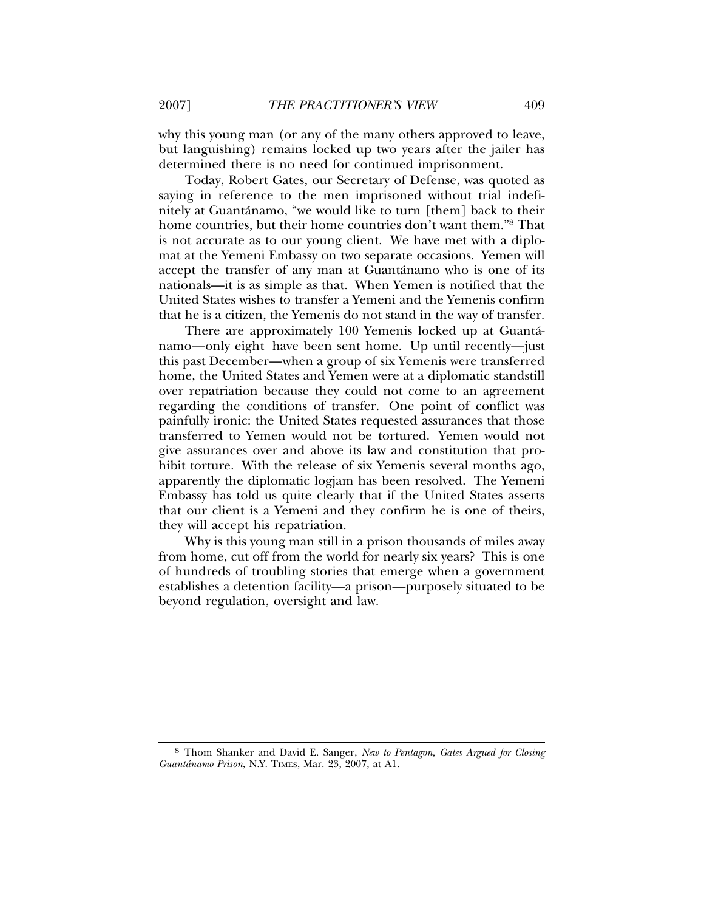why this young man (or any of the many others approved to leave, but languishing) remains locked up two years after the jailer has determined there is no need for continued imprisonment.

Today, Robert Gates, our Secretary of Defense, was quoted as saying in reference to the men imprisoned without trial indefinitely at Guantánamo, "we would like to turn [them] back to their home countries, but their home countries don't want them."[8] That is not accurate as to our young client. We have met with a diplomat at the Yemeni Embassy on two separate occasions. Yemen will accept the transfer of any man at Guantánamo who is one of its nationals—it is as simple as that. When Yemen is notified that the United States wishes to transfer a Yemeni and the Yemenis confirm that he is a citizen, the Yemenis do not stand in the way of transfer.

There are approximately 100 Yemenis locked up at Guantánamo—only eight have been sent home. Up until recently—just this past December—when a group of six Yemenis were transferred home, the United States and Yemen were at a diplomatic standstill over repatriation because they could not come to an agreement regarding the conditions of transfer. One point of conflict was painfully ironic: the United States requested assurances that those transferred to Yemen would not be tortured. Yemen would not give assurances over and above its law and constitution that prohibit torture. With the release of six Yemenis several months ago, apparently the diplomatic logjam has been resolved. The Yemeni Embassy has told us quite clearly that if the United States asserts that our client is a Yemeni and they confirm he is one of theirs, they will accept his repatriation.

Why is this young man still in a prison thousands of miles away from home, cut off from the world for nearly six years? This is one of hundreds of troubling stories that emerge when a government establishes a detention facility—a prison—purposely situated to be beyond regulation, oversight and law.

---

[8] Thom Shanker and David E. Sanger, *New to Pentagon, Gates Argued for Closing Guantánamo Prison*, N.Y. TIMES, Mar. 23, 2007, at A1.